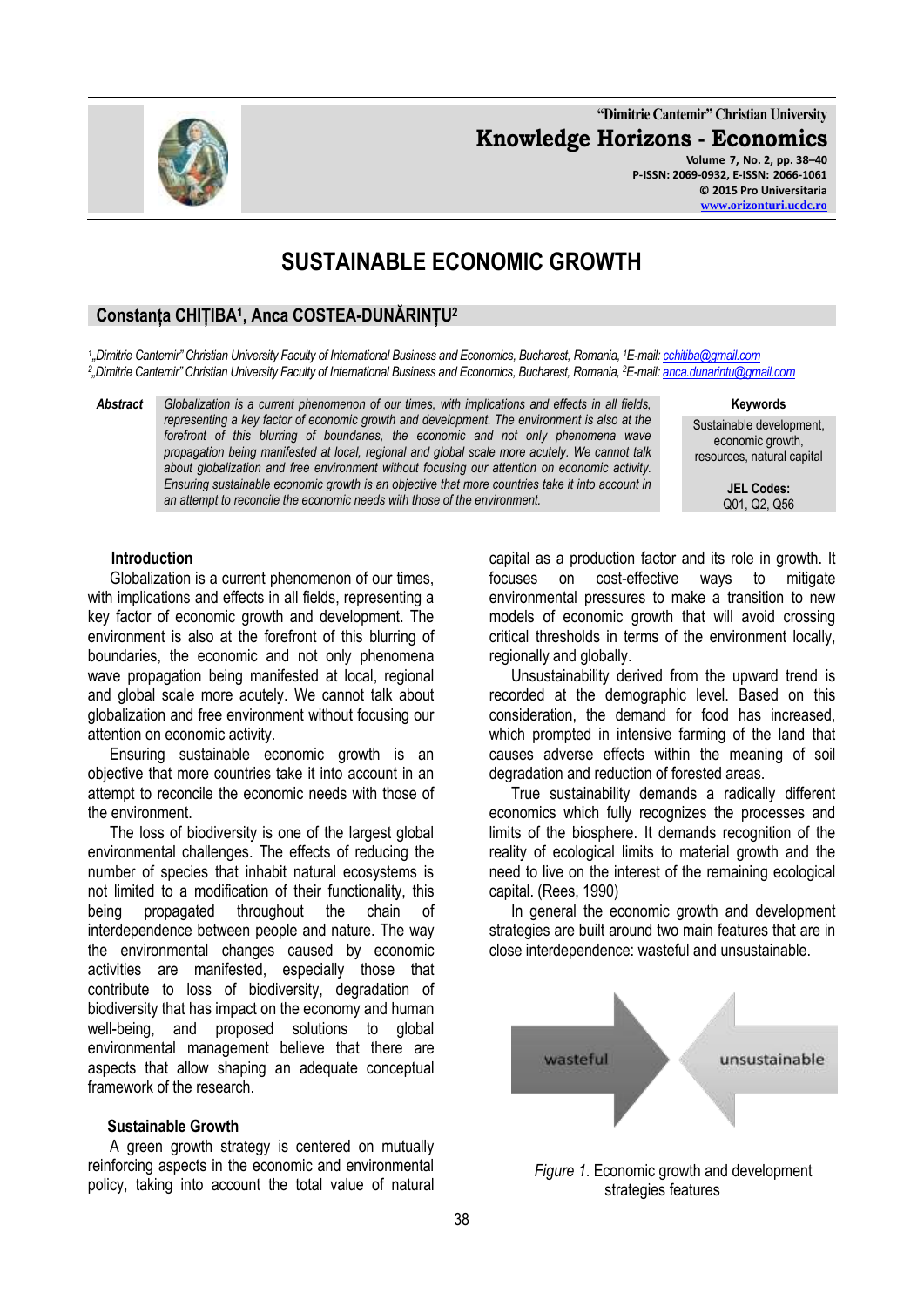# SUSTAINABLE ECONOMIC GROWTH

## Constanța CHIȚIBA[1], Anca COSTEA-DUNĂRINȚU[2]

[1]„Dimitrie Cantemir" Christian University Faculty of International Business and Economics, Bucharest, Romania, [1]E-mail: cchitiba@gmail.com
[2]„Dimitrie Cantemir" Christian University Faculty of International Business and Economics, Bucharest, Romania, [2]E-mail: anca.dunarintu@gmail.com

**Abstract** *Globalization is a current phenomenon of our times, with implications and effects in all fields, representing a key factor of economic growth and development. The environment is also at the forefront of this blurring of boundaries, the economic and not only phenomena wave propagation being manifested at local, regional and global scale more acutely. We cannot talk about globalization and free environment without focusing our attention on economic activity. Ensuring sustainable economic growth is an objective that more countries take it into account in an attempt to reconcile the economic needs with those of the environment.*

**Keywords**
Sustainable development, economic growth, resources, natural capital

**JEL Codes:**
Q01, Q2, Q56

### Introduction

Globalization is a current phenomenon of our times, with implications and effects in all fields, representing a key factor of economic growth and development. The environment is also at the forefront of this blurring of boundaries, the economic and not only phenomena wave propagation being manifested at local, regional and global scale more acutely. We cannot talk about globalization and free environment without focusing our attention on economic activity.

Ensuring sustainable economic growth is an objective that more countries take it into account in an attempt to reconcile the economic needs with those of the environment.

The loss of biodiversity is one of the largest global environmental challenges. The effects of reducing the number of species that inhabit natural ecosystems is not limited to a modification of their functionality, this being propagated throughout the chain of interdependence between people and nature. The way the environmental changes caused by economic activities are manifested, especially those that contribute to loss of biodiversity, degradation of biodiversity that has impact on the economy and human well-being, and proposed solutions to global environmental management believe that there are aspects that allow shaping an adequate conceptual framework of the research.

### Sustainable Growth

A green growth strategy is centered on mutually reinforcing aspects in the economic and environmental policy, taking into account the total value of natural capital as a production factor and its role in growth. It focuses on cost-effective ways to mitigate environmental pressures to make a transition to new models of economic growth that will avoid crossing critical thresholds in terms of the environment locally, regionally and globally.

Unsustainability derived from the upward trend is recorded at the demographic level. Based on this consideration, the demand for food has increased, which prompted in intensive farming of the land that causes adverse effects within the meaning of soil degradation and reduction of forested areas.

True sustainability demands a radically different economics which fully recognizes the processes and limits of the biosphere. It demands recognition of the reality of ecological limits to material growth and the need to live on the interest of the remaining ecological capital. (Rees, 1990)

In general the economic growth and development strategies are built around two main features that are in close interdependence: wasteful and unsustainable.

wasteful → ← unsustainable

*Figure 1*. Economic growth and development strategies features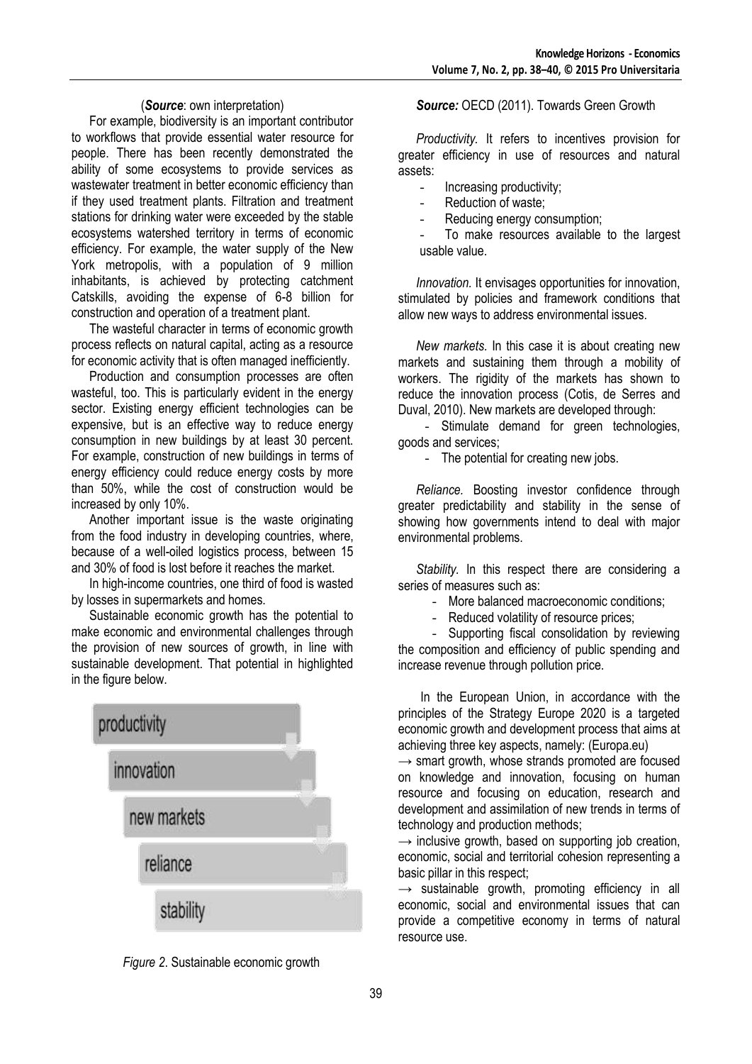(*Source*: own interpretation)

For example, biodiversity is an important contributor to workflows that provide essential water resource for people. There has been recently demonstrated the ability of some ecosystems to provide services as wastewater treatment in better economic efficiency than if they used treatment plants. Filtration and treatment stations for drinking water were exceeded by the stable ecosystems watershed territory in terms of economic efficiency. For example, the water supply of the New York metropolis, with a population of 9 million inhabitants, is achieved by protecting catchment Catskills, avoiding the expense of 6-8 billion for construction and operation of a treatment plant.

The wasteful character in terms of economic growth process reflects on natural capital, acting as a resource for economic activity that is often managed inefficiently.

Production and consumption processes are often wasteful, too. This is particularly evident in the energy sector. Existing energy efficient technologies can be expensive, but is an effective way to reduce energy consumption in new buildings by at least 30 percent. For example, construction of new buildings in terms of energy efficiency could reduce energy costs by more than 50%, while the cost of construction would be increased by only 10%.

Another important issue is the waste originating from the food industry in developing countries, where, because of a well-oiled logistics process, between 15 and 30% of food is lost before it reaches the market.

In high-income countries, one third of food is wasted by losses in supermarkets and homes.

Sustainable economic growth has the potential to make economic and environmental challenges through the provision of new sources of growth, in line with sustainable development. That potential in highlighted in the figure below.

productivity → innovation → new markets → reliance → stability

*Figure 2*. Sustainable economic growth

***Source:*** OECD (2011). Towards Green Growth

*Productivity.* It refers to incentives provision for greater efficiency in use of resources and natural assets:

- Increasing productivity;
- Reduction of waste;
- Reducing energy consumption;
- To make resources available to the largest usable value.

*Innovation.* It envisages opportunities for innovation, stimulated by policies and framework conditions that allow new ways to address environmental issues.

*New markets.* In this case it is about creating new markets and sustaining them through a mobility of workers. The rigidity of the markets has shown to reduce the innovation process (Cotis, de Serres and Duval, 2010). New markets are developed through:

- Stimulate demand for green technologies, goods and services;
- The potential for creating new jobs.

*Reliance.* Boosting investor confidence through greater predictability and stability in the sense of showing how governments intend to deal with major environmental problems.

*Stability.* In this respect there are considering a series of measures such as:

- More balanced macroeconomic conditions;
- Reduced volatility of resource prices;
- Supporting fiscal consolidation by reviewing the composition and efficiency of public spending and increase revenue through pollution price.

In the European Union, in accordance with the principles of the Strategy Europe 2020 is a targeted economic growth and development process that aims at achieving three key aspects, namely: (Europa.eu)

→ smart growth, whose strands promoted are focused on knowledge and innovation, focusing on human resource and focusing on education, research and development and assimilation of new trends in terms of technology and production methods;

→ inclusive growth, based on supporting job creation, economic, social and territorial cohesion representing a basic pillar in this respect;

→ sustainable growth, promoting efficiency in all economic, social and environmental issues that can provide a competitive economy in terms of natural resource use.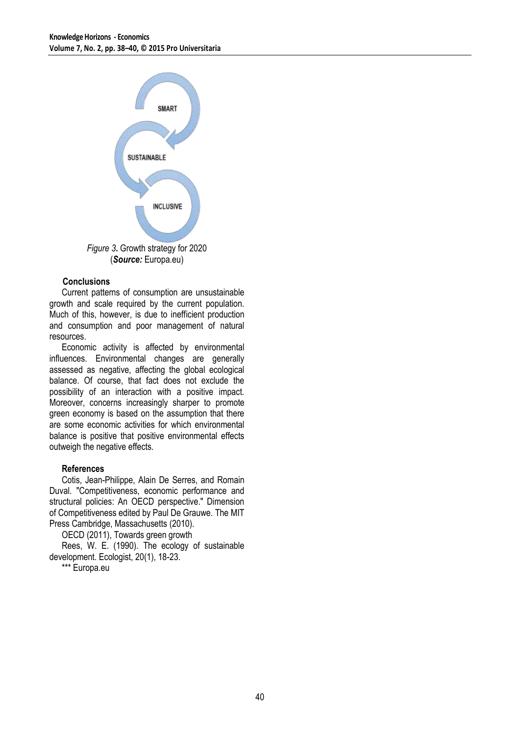SMART

SUSTAINABLE

INCLUSIVE

*Figure 3.* Growth strategy for 2020 (***Source:*** Europa.eu)

**Conclusions**

Current patterns of consumption are unsustainable growth and scale required by the current population. Much of this, however, is due to inefficient production and consumption and poor management of natural resources.

Economic activity is affected by environmental influences. Environmental changes are generally assessed as negative, affecting the global ecological balance. Of course, that fact does not exclude the possibility of an interaction with a positive impact. Moreover, concerns increasingly sharper to promote green economy is based on the assumption that there are some economic activities for which environmental balance is positive that positive environmental effects outweigh the negative effects.

**References**

Cotis, Jean-Philippe, Alain De Serres, and Romain Duval. "Competitiveness, economic performance and structural policies: An OECD perspective." Dimension of Competitiveness edited by Paul De Grauwe. The MIT Press Cambridge, Massachusetts (2010).

OECD (2011), Towards green growth

Rees, W. E. (1990). The ecology of sustainable development. Ecologist, 20(1), 18-23.

*** Europa.eu